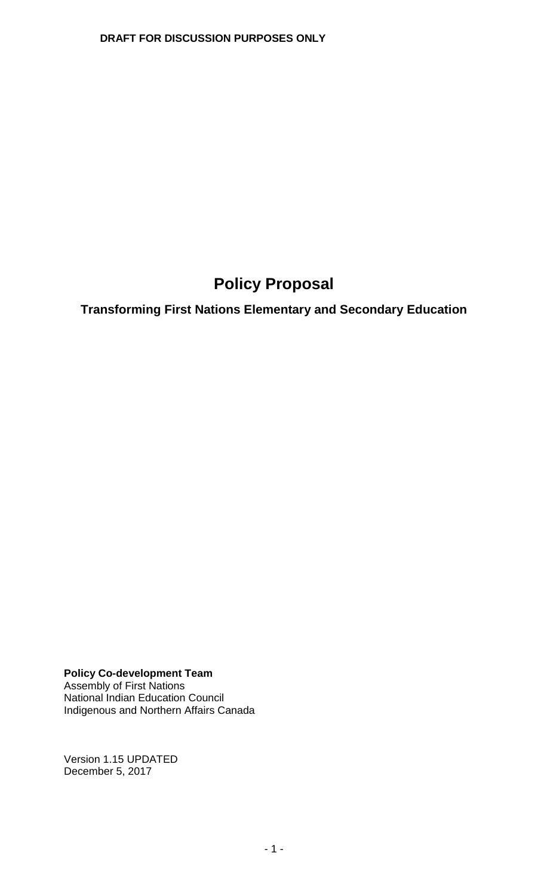**DRAFT FOR DISCUSSION PURPOSES ONLY**

# Policy Proposal

## Transforming First Nations Elementary and Secondary Education

**Policy Co-development Team**
Assembly of First Nations
National Indian Education Council
Indigenous and Northern Affairs Canada

Version 1.15 UPDATED
December 5, 2017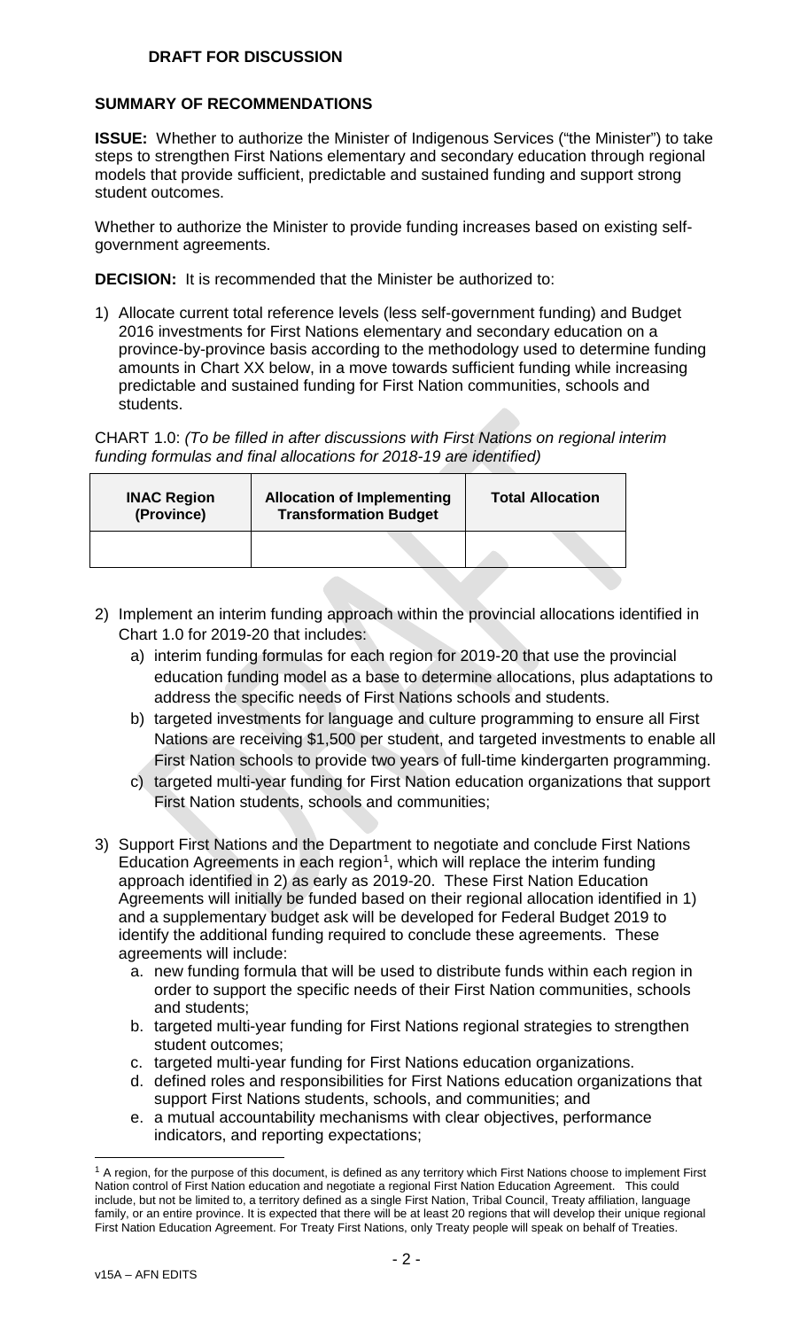**DRAFT FOR DISCUSSION**

**SUMMARY OF RECOMMENDATIONS**

**ISSUE:** Whether to authorize the Minister of Indigenous Services ("the Minister") to take steps to strengthen First Nations elementary and secondary education through regional models that provide sufficient, predictable and sustained funding and support strong student outcomes.

Whether to authorize the Minister to provide funding increases based on existing self-government agreements.

**DECISION:** It is recommended that the Minister be authorized to:

1) Allocate current total reference levels (less self-government funding) and Budget 2016 investments for First Nations elementary and secondary education on a province-by-province basis according to the methodology used to determine funding amounts in Chart XX below, in a move towards sufficient funding while increasing predictable and sustained funding for First Nation communities, schools and students.

CHART 1.0: *(To be filled in after discussions with First Nations on regional interim funding formulas and final allocations for 2018-19 are identified)*

| INAC Region (Province) | Allocation of Implementing Transformation Budget | Total Allocation |
|---|---|---|
| | | |

2) Implement an interim funding approach within the provincial allocations identified in Chart 1.0 for 2019-20 that includes:
   a) interim funding formulas for each region for 2019-20 that use the provincial education funding model as a base to determine allocations, plus adaptations to address the specific needs of First Nations schools and students.
   b) targeted investments for language and culture programming to ensure all First Nations are receiving $1,500 per student, and targeted investments to enable all First Nation schools to provide two years of full-time kindergarten programming.
   c) targeted multi-year funding for First Nation education organizations that support First Nation students, schools and communities;

3) Support First Nations and the Department to negotiate and conclude First Nations Education Agreements in each region[1], which will replace the interim funding approach identified in 2) as early as 2019-20. These First Nation Education Agreements will initially be funded based on their regional allocation identified in 1) and a supplementary budget ask will be developed for Federal Budget 2019 to identify the additional funding required to conclude these agreements. These agreements will include:
   a. new funding formula that will be used to distribute funds within each region in order to support the specific needs of their First Nation communities, schools and students;
   b. targeted multi-year funding for First Nations regional strategies to strengthen student outcomes;
   c. targeted multi-year funding for First Nations education organizations.
   d. defined roles and responsibilities for First Nations education organizations that support First Nations students, schools, and communities; and
   e. a mutual accountability mechanisms with clear objectives, performance indicators, and reporting expectations;

[1] A region, for the purpose of this document, is defined as any territory which First Nations choose to implement First Nation control of First Nation education and negotiate a regional First Nation Education Agreement. This could include, but not be limited to, a territory defined as a single First Nation, Tribal Council, Treaty affiliation, language family, or an entire province. It is expected that there will be at least 20 regions that will develop their unique regional First Nation Education Agreement. For Treaty First Nations, only Treaty people will speak on behalf of Treaties.

v15A – AFN EDITS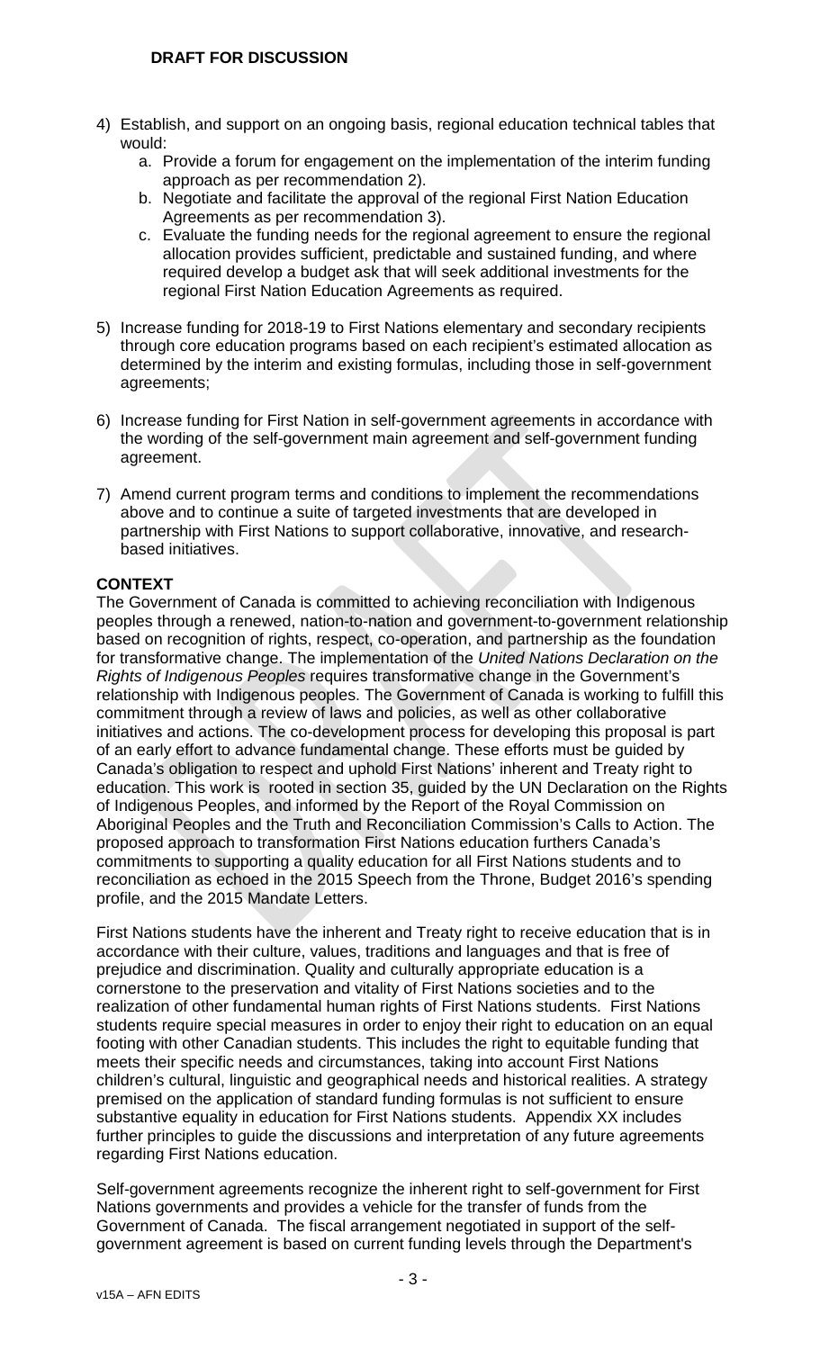4) Establish, and support on an ongoing basis, regional education technical tables that would:
    a. Provide a forum for engagement on the implementation of the interim funding approach as per recommendation 2).
    b. Negotiate and facilitate the approval of the regional First Nation Education Agreements as per recommendation 3).
    c. Evaluate the funding needs for the regional agreement to ensure the regional allocation provides sufficient, predictable and sustained funding, and where required develop a budget ask that will seek additional investments for the regional First Nation Education Agreements as required.

5) Increase funding for 2018-19 to First Nations elementary and secondary recipients through core education programs based on each recipient's estimated allocation as determined by the interim and existing formulas, including those in self-government agreements;

6) Increase funding for First Nation in self-government agreements in accordance with the wording of the self-government main agreement and self-government funding agreement.

7) Amend current program terms and conditions to implement the recommendations above and to continue a suite of targeted investments that are developed in partnership with First Nations to support collaborative, innovative, and research-based initiatives.

**CONTEXT**

The Government of Canada is committed to achieving reconciliation with Indigenous peoples through a renewed, nation-to-nation and government-to-government relationship based on recognition of rights, respect, co-operation, and partnership as the foundation for transformative change. The implementation of the *United Nations Declaration on the Rights of Indigenous Peoples* requires transformative change in the Government's relationship with Indigenous peoples. The Government of Canada is working to fulfill this commitment through a review of laws and policies, as well as other collaborative initiatives and actions. The co-development process for developing this proposal is part of an early effort to advance fundamental change. These efforts must be guided by Canada's obligation to respect and uphold First Nations' inherent and Treaty right to education. This work is rooted in section 35, guided by the UN Declaration on the Rights of Indigenous Peoples, and informed by the Report of the Royal Commission on Aboriginal Peoples and the Truth and Reconciliation Commission's Calls to Action. The proposed approach to transformation First Nations education furthers Canada's commitments to supporting a quality education for all First Nations students and to reconciliation as echoed in the 2015 Speech from the Throne, Budget 2016's spending profile, and the 2015 Mandate Letters.

First Nations students have the inherent and Treaty right to receive education that is in accordance with their culture, values, traditions and languages and that is free of prejudice and discrimination. Quality and culturally appropriate education is a cornerstone to the preservation and vitality of First Nations societies and to the realization of other fundamental human rights of First Nations students. First Nations students require special measures in order to enjoy their right to education on an equal footing with other Canadian students. This includes the right to equitable funding that meets their specific needs and circumstances, taking into account First Nations children's cultural, linguistic and geographical needs and historical realities. A strategy premised on the application of standard funding formulas is not sufficient to ensure substantive equality in education for First Nations students. Appendix XX includes further principles to guide the discussions and interpretation of any future agreements regarding First Nations education.

Self-government agreements recognize the inherent right to self-government for First Nations governments and provides a vehicle for the transfer of funds from the Government of Canada. The fiscal arrangement negotiated in support of the self-government agreement is based on current funding levels through the Department's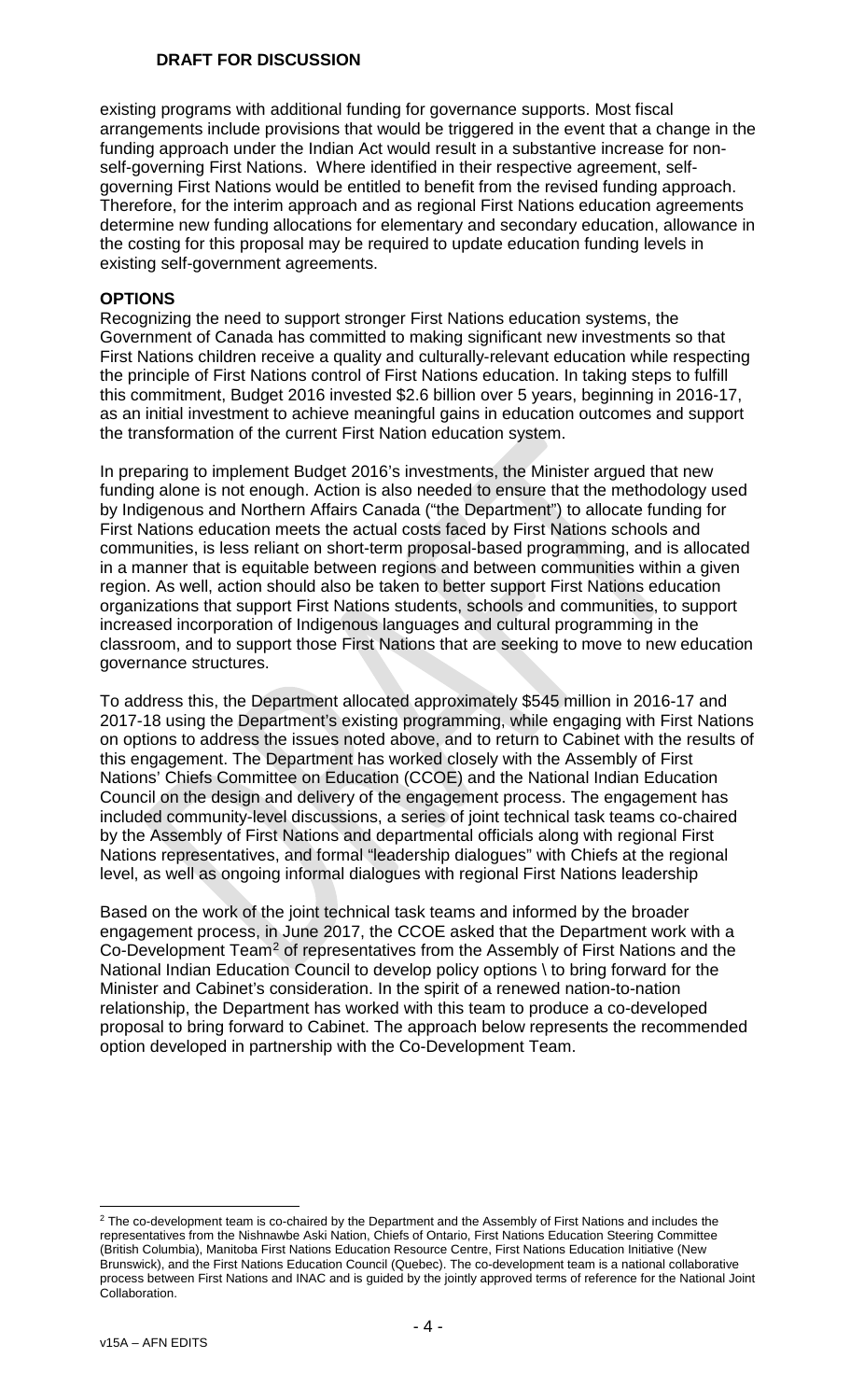existing programs with additional funding for governance supports. Most fiscal arrangements include provisions that would be triggered in the event that a change in the funding approach under the Indian Act would result in a substantive increase for non-self-governing First Nations. Where identified in their respective agreement, self-governing First Nations would be entitled to benefit from the revised funding approach. Therefore, for the interim approach and as regional First Nations education agreements determine new funding allocations for elementary and secondary education, allowance in the costing for this proposal may be required to update education funding levels in existing self-government agreements.

## OPTIONS

Recognizing the need to support stronger First Nations education systems, the Government of Canada has committed to making significant new investments so that First Nations children receive a quality and culturally-relevant education while respecting the principle of First Nations control of First Nations education. In taking steps to fulfill this commitment, Budget 2016 invested $2.6 billion over 5 years, beginning in 2016-17, as an initial investment to achieve meaningful gains in education outcomes and support the transformation of the current First Nation education system.

In preparing to implement Budget 2016's investments, the Minister argued that new funding alone is not enough. Action is also needed to ensure that the methodology used by Indigenous and Northern Affairs Canada ("the Department") to allocate funding for First Nations education meets the actual costs faced by First Nations schools and communities, is less reliant on short-term proposal-based programming, and is allocated in a manner that is equitable between regions and between communities within a given region. As well, action should also be taken to better support First Nations education organizations that support First Nations students, schools and communities, to support increased incorporation of Indigenous languages and cultural programming in the classroom, and to support those First Nations that are seeking to move to new education governance structures.

To address this, the Department allocated approximately $545 million in 2016-17 and 2017-18 using the Department's existing programming, while engaging with First Nations on options to address the issues noted above, and to return to Cabinet with the results of this engagement. The Department has worked closely with the Assembly of First Nations' Chiefs Committee on Education (CCOE) and the National Indian Education Council on the design and delivery of the engagement process. The engagement has included community-level discussions, a series of joint technical task teams co-chaired by the Assembly of First Nations and departmental officials along with regional First Nations representatives, and formal "leadership dialogues" with Chiefs at the regional level, as well as ongoing informal dialogues with regional First Nations leadership

Based on the work of the joint technical task teams and informed by the broader engagement process, in June 2017, the CCOE asked that the Department work with a Co-Development Team[2] of representatives from the Assembly of First Nations and the National Indian Education Council to develop policy options \ to bring forward for the Minister and Cabinet's consideration. In the spirit of a renewed nation-to-nation relationship, the Department has worked with this team to produce a co-developed proposal to bring forward to Cabinet. The approach below represents the recommended option developed in partnership with the Co-Development Team.

[2] The co-development team is co-chaired by the Department and the Assembly of First Nations and includes the representatives from the Nishnawbe Aski Nation, Chiefs of Ontario, First Nations Education Steering Committee (British Columbia), Manitoba First Nations Education Resource Centre, First Nations Education Initiative (New Brunswick), and the First Nations Education Council (Quebec). The co-development team is a national collaborative process between First Nations and INAC and is guided by the jointly approved terms of reference for the National Joint Collaboration.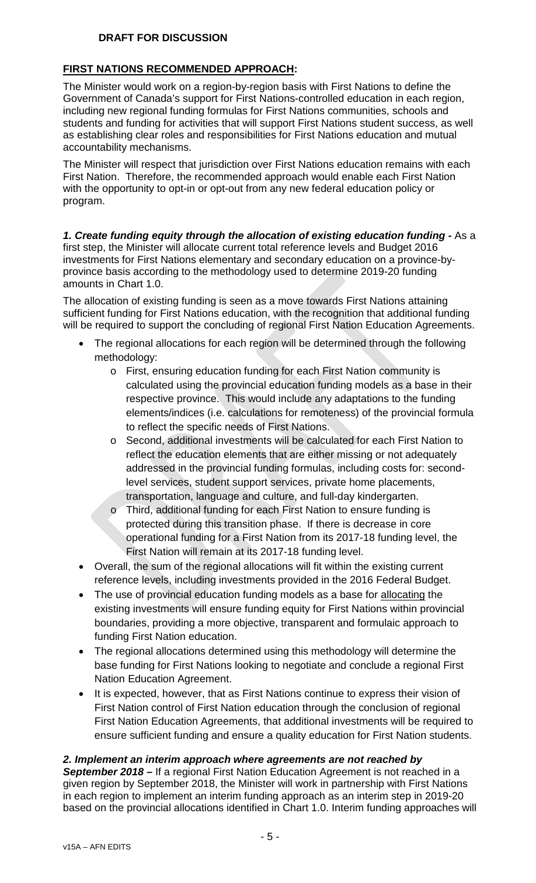**DRAFT FOR DISCUSSION**

**FIRST NATIONS RECOMMENDED APPROACH:**

The Minister would work on a region-by-region basis with First Nations to define the Government of Canada's support for First Nations-controlled education in each region, including new regional funding formulas for First Nations communities, schools and students and funding for activities that will support First Nations student success, as well as establishing clear roles and responsibilities for First Nations education and mutual accountability mechanisms.

The Minister will respect that jurisdiction over First Nations education remains with each First Nation. Therefore, the recommended approach would enable each First Nation with the opportunity to opt-in or opt-out from any new federal education policy or program.

***1. Create funding equity through the allocation of existing education funding -*** As a first step, the Minister will allocate current total reference levels and Budget 2016 investments for First Nations elementary and secondary education on a province-by-province basis according to the methodology used to determine 2019-20 funding amounts in Chart 1.0.

The allocation of existing funding is seen as a move towards First Nations attaining sufficient funding for First Nations education, with the recognition that additional funding will be required to support the concluding of regional First Nation Education Agreements.

- The regional allocations for each region will be determined through the following methodology:
  - First, ensuring education funding for each First Nation community is calculated using the provincial education funding models as a base in their respective province. This would include any adaptations to the funding elements/indices (i.e. calculations for remoteness) of the provincial formula to reflect the specific needs of First Nations.
  - Second, additional investments will be calculated for each First Nation to reflect the education elements that are either missing or not adequately addressed in the provincial funding formulas, including costs for: second-level services, student support services, private home placements, transportation, language and culture, and full-day kindergarten.
  - Third, additional funding for each First Nation to ensure funding is protected during this transition phase. If there is decrease in core operational funding for a First Nation from its 2017-18 funding level, the First Nation will remain at its 2017-18 funding level.
- Overall, the sum of the regional allocations will fit within the existing current reference levels, including investments provided in the 2016 Federal Budget.
- The use of provincial education funding models as a base for allocating the existing investments will ensure funding equity for First Nations within provincial boundaries, providing a more objective, transparent and formulaic approach to funding First Nation education.
- The regional allocations determined using this methodology will determine the base funding for First Nations looking to negotiate and conclude a regional First Nation Education Agreement.
- It is expected, however, that as First Nations continue to express their vision of First Nation control of First Nation education through the conclusion of regional First Nation Education Agreements, that additional investments will be required to ensure sufficient funding and ensure a quality education for First Nation students.

***2. Implement an interim approach where agreements are not reached by September 2018 –*** If a regional First Nation Education Agreement is not reached in a given region by September 2018, the Minister will work in partnership with First Nations in each region to implement an interim funding approach as an interim step in 2019-20 based on the provincial allocations identified in Chart 1.0. Interim funding approaches will

v15A – AFN EDITS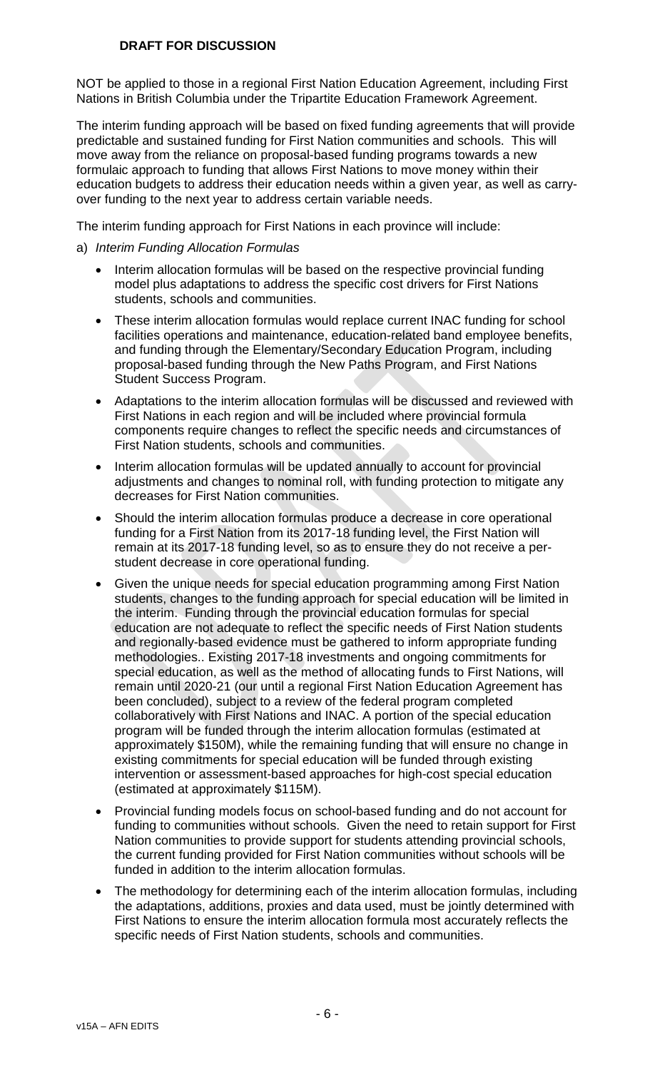NOT be applied to those in a regional First Nation Education Agreement, including First Nations in British Columbia under the Tripartite Education Framework Agreement.

The interim funding approach will be based on fixed funding agreements that will provide predictable and sustained funding for First Nation communities and schools. This will move away from the reliance on proposal-based funding programs towards a new formulaic approach to funding that allows First Nations to move money within their education budgets to address their education needs within a given year, as well as carry-over funding to the next year to address certain variable needs.

The interim funding approach for First Nations in each province will include:

a) *Interim Funding Allocation Formulas*

- Interim allocation formulas will be based on the respective provincial funding model plus adaptations to address the specific cost drivers for First Nations students, schools and communities.
- These interim allocation formulas would replace current INAC funding for school facilities operations and maintenance, education-related band employee benefits, and funding through the Elementary/Secondary Education Program, including proposal-based funding through the New Paths Program, and First Nations Student Success Program.
- Adaptations to the interim allocation formulas will be discussed and reviewed with First Nations in each region and will be included where provincial formula components require changes to reflect the specific needs and circumstances of First Nation students, schools and communities.
- Interim allocation formulas will be updated annually to account for provincial adjustments and changes to nominal roll, with funding protection to mitigate any decreases for First Nation communities.
- Should the interim allocation formulas produce a decrease in core operational funding for a First Nation from its 2017-18 funding level, the First Nation will remain at its 2017-18 funding level, so as to ensure they do not receive a per-student decrease in core operational funding.
- Given the unique needs for special education programming among First Nation students, changes to the funding approach for special education will be limited in the interim. Funding through the provincial education formulas for special education are not adequate to reflect the specific needs of First Nation students and regionally-based evidence must be gathered to inform appropriate funding methodologies.. Existing 2017-18 investments and ongoing commitments for special education, as well as the method of allocating funds to First Nations, will remain until 2020-21 (our until a regional First Nation Education Agreement has been concluded), subject to a review of the federal program completed collaboratively with First Nations and INAC. A portion of the special education program will be funded through the interim allocation formulas (estimated at approximately \$150M), while the remaining funding that will ensure no change in existing commitments for special education will be funded through existing intervention or assessment-based approaches for high-cost special education (estimated at approximately \$115M).
- Provincial funding models focus on school-based funding and do not account for funding to communities without schools. Given the need to retain support for First Nation communities to provide support for students attending provincial schools, the current funding provided for First Nation communities without schools will be funded in addition to the interim allocation formulas.
- The methodology for determining each of the interim allocation formulas, including the adaptations, additions, proxies and data used, must be jointly determined with First Nations to ensure the interim allocation formula most accurately reflects the specific needs of First Nation students, schools and communities.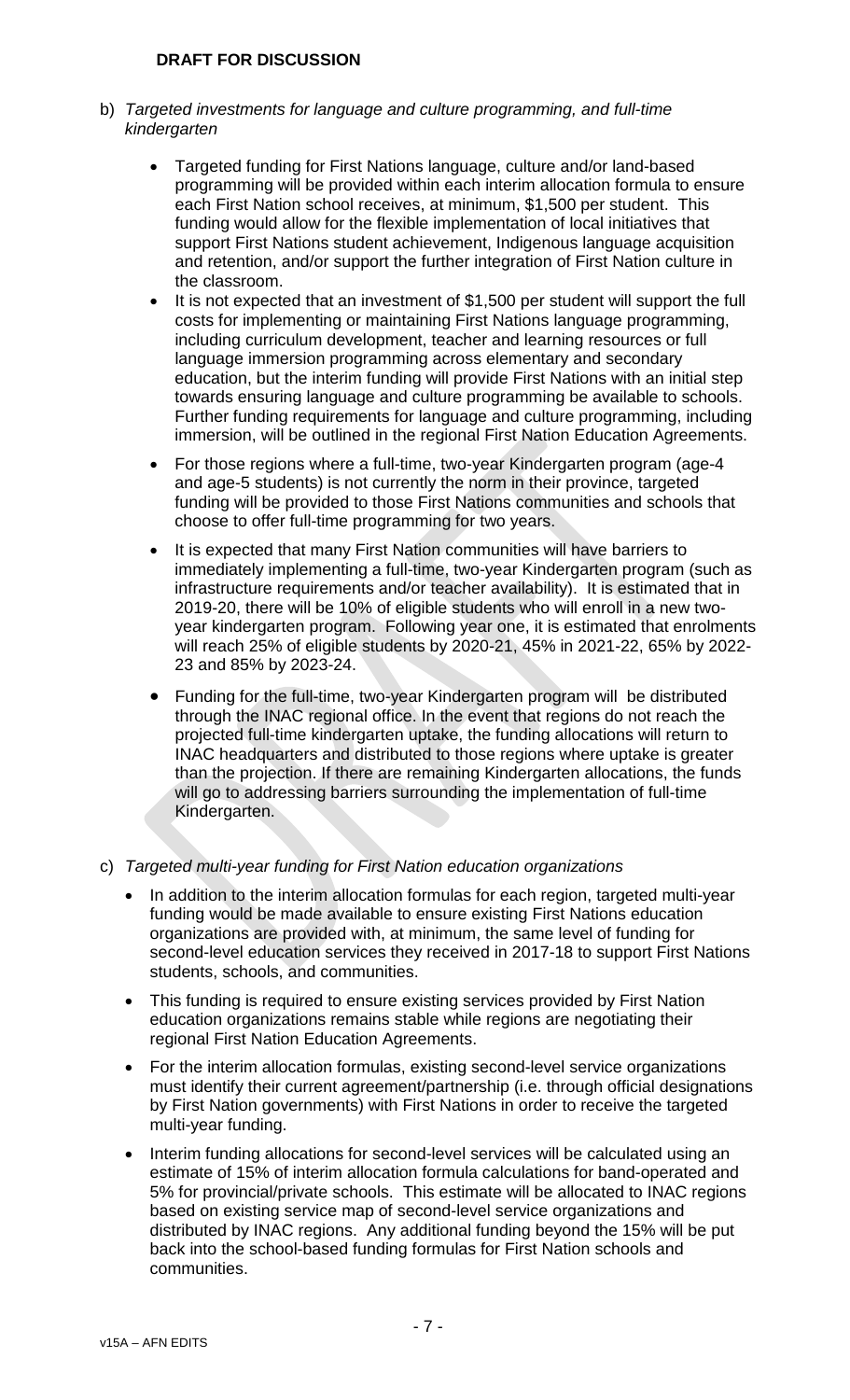**DRAFT FOR DISCUSSION**

b) *Targeted investments for language and culture programming, and full-time kindergarten*

- Targeted funding for First Nations language, culture and/or land-based programming will be provided within each interim allocation formula to ensure each First Nation school receives, at minimum, $1,500 per student. This funding would allow for the flexible implementation of local initiatives that support First Nations student achievement, Indigenous language acquisition and retention, and/or support the further integration of First Nation culture in the classroom.
- It is not expected that an investment of $1,500 per student will support the full costs for implementing or maintaining First Nations language programming, including curriculum development, teacher and learning resources or full language immersion programming across elementary and secondary education, but the interim funding will provide First Nations with an initial step towards ensuring language and culture programming be available to schools. Further funding requirements for language and culture programming, including immersion, will be outlined in the regional First Nation Education Agreements.
- For those regions where a full-time, two-year Kindergarten program (age-4 and age-5 students) is not currently the norm in their province, targeted funding will be provided to those First Nations communities and schools that choose to offer full-time programming for two years.
- It is expected that many First Nation communities will have barriers to immediately implementing a full-time, two-year Kindergarten program (such as infrastructure requirements and/or teacher availability). It is estimated that in 2019-20, there will be 10% of eligible students who will enroll in a new two-year kindergarten program. Following year one, it is estimated that enrolments will reach 25% of eligible students by 2020-21, 45% in 2021-22, 65% by 2022-23 and 85% by 2023-24.
- Funding for the full-time, two-year Kindergarten program will be distributed through the INAC regional office. In the event that regions do not reach the projected full-time kindergarten uptake, the funding allocations will return to INAC headquarters and distributed to those regions where uptake is greater than the projection. If there are remaining Kindergarten allocations, the funds will go to addressing barriers surrounding the implementation of full-time Kindergarten.

c) *Targeted multi-year funding for First Nation education organizations*

- In addition to the interim allocation formulas for each region, targeted multi-year funding would be made available to ensure existing First Nations education organizations are provided with, at minimum, the same level of funding for second-level education services they received in 2017-18 to support First Nations students, schools, and communities.
- This funding is required to ensure existing services provided by First Nation education organizations remains stable while regions are negotiating their regional First Nation Education Agreements.
- For the interim allocation formulas, existing second-level service organizations must identify their current agreement/partnership (i.e. through official designations by First Nation governments) with First Nations in order to receive the targeted multi-year funding.
- Interim funding allocations for second-level services will be calculated using an estimate of 15% of interim allocation formula calculations for band-operated and 5% for provincial/private schools. This estimate will be allocated to INAC regions based on existing service map of second-level service organizations and distributed by INAC regions. Any additional funding beyond the 15% will be put back into the school-based funding formulas for First Nation schools and communities.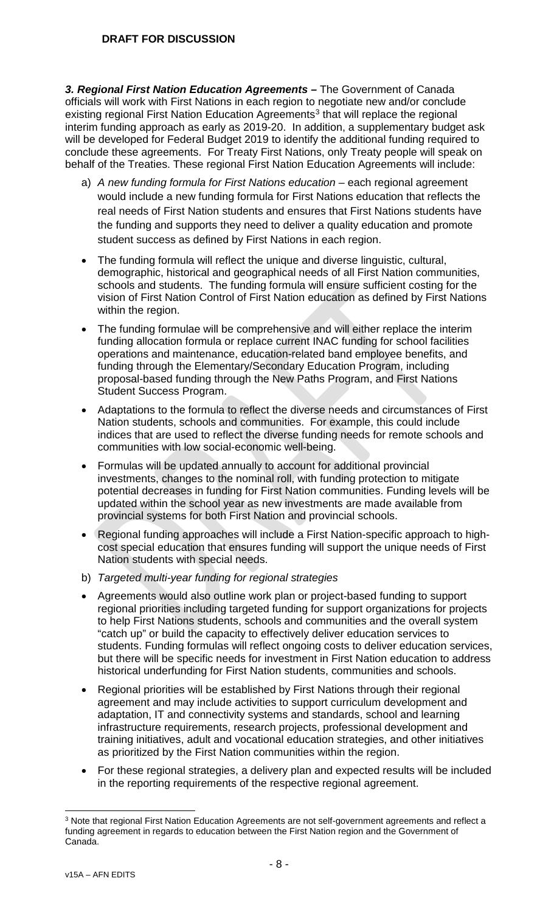***3. Regional First Nation Education Agreements –*** The Government of Canada officials will work with First Nations in each region to negotiate new and/or conclude existing regional First Nation Education Agreements[3] that will replace the regional interim funding approach as early as 2019-20. In addition, a supplementary budget ask will be developed for Federal Budget 2019 to identify the additional funding required to conclude these agreements. For Treaty First Nations, only Treaty people will speak on behalf of the Treaties. These regional First Nation Education Agreements will include:

a) *A new funding formula for First Nations education* – each regional agreement would include a new funding formula for First Nations education that reflects the real needs of First Nation students and ensures that First Nations students have the funding and supports they need to deliver a quality education and promote student success as defined by First Nations in each region.

- The funding formula will reflect the unique and diverse linguistic, cultural, demographic, historical and geographical needs of all First Nation communities, schools and students. The funding formula will ensure sufficient costing for the vision of First Nation Control of First Nation education as defined by First Nations within the region.
- The funding formulae will be comprehensive and will either replace the interim funding allocation formula or replace current INAC funding for school facilities operations and maintenance, education-related band employee benefits, and funding through the Elementary/Secondary Education Program, including proposal-based funding through the New Paths Program, and First Nations Student Success Program.
- Adaptations to the formula to reflect the diverse needs and circumstances of First Nation students, schools and communities. For example, this could include indices that are used to reflect the diverse funding needs for remote schools and communities with low social-economic well-being.
- Formulas will be updated annually to account for additional provincial investments, changes to the nominal roll, with funding protection to mitigate potential decreases in funding for First Nation communities. Funding levels will be updated within the school year as new investments are made available from provincial systems for both First Nation and provincial schools.
- Regional funding approaches will include a First Nation-specific approach to high-cost special education that ensures funding will support the unique needs of First Nation students with special needs.

b) *Targeted multi-year funding for regional strategies*

- Agreements would also outline work plan or project-based funding to support regional priorities including targeted funding for support organizations for projects to help First Nations students, schools and communities and the overall system "catch up" or build the capacity to effectively deliver education services to students. Funding formulas will reflect ongoing costs to deliver education services, but there will be specific needs for investment in First Nation education to address historical underfunding for First Nation students, communities and schools.
- Regional priorities will be established by First Nations through their regional agreement and may include activities to support curriculum development and adaptation, IT and connectivity systems and standards, school and learning infrastructure requirements, research projects, professional development and training initiatives, adult and vocational education strategies, and other initiatives as prioritized by the First Nation communities within the region.
- For these regional strategies, a delivery plan and expected results will be included in the reporting requirements of the respective regional agreement.

---

[3] Note that regional First Nation Education Agreements are not self-government agreements and reflect a funding agreement in regards to education between the First Nation region and the Government of Canada.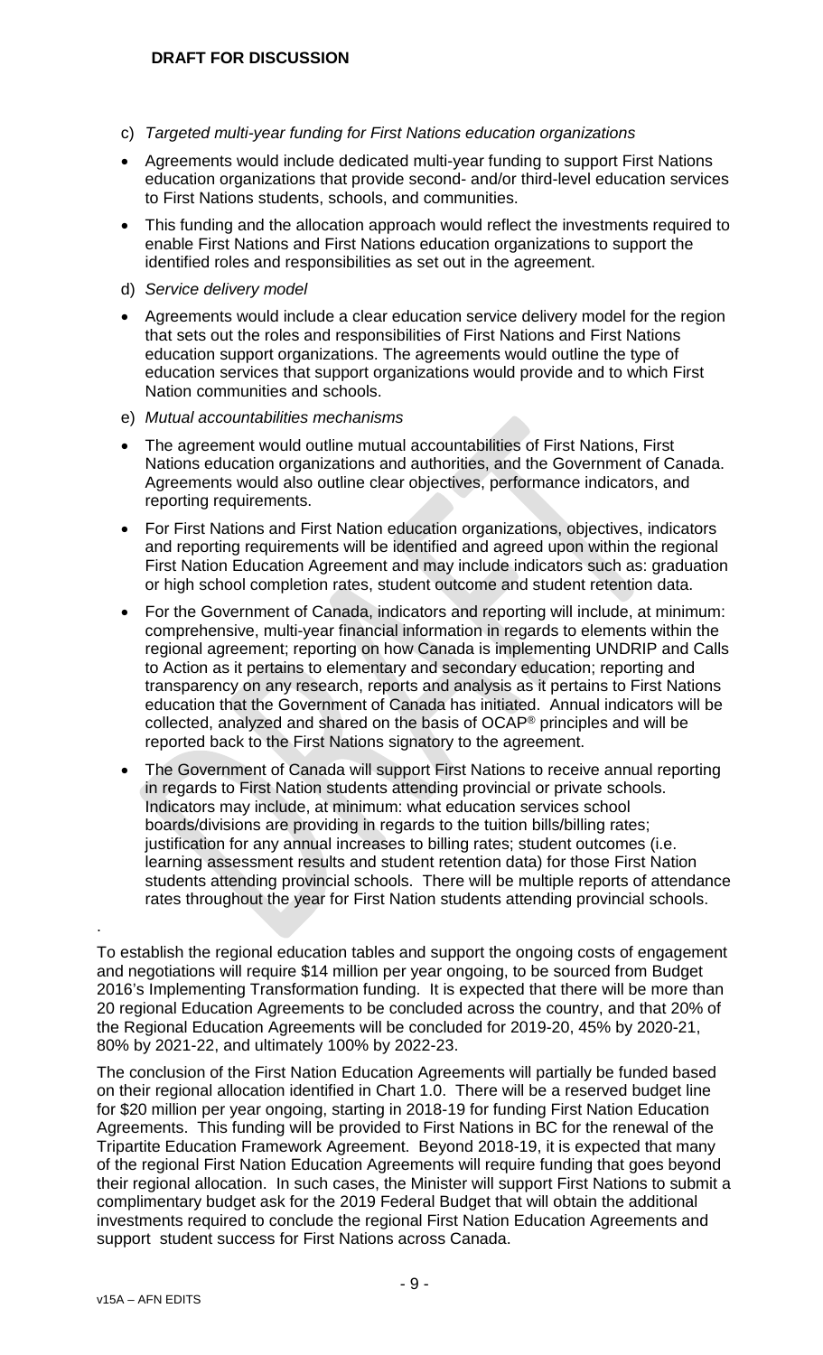c) *Targeted multi-year funding for First Nations education organizations*

- Agreements would include dedicated multi-year funding to support First Nations education organizations that provide second- and/or third-level education services to First Nations students, schools, and communities.
- This funding and the allocation approach would reflect the investments required to enable First Nations and First Nations education organizations to support the identified roles and responsibilities as set out in the agreement.

d) *Service delivery model*

- Agreements would include a clear education service delivery model for the region that sets out the roles and responsibilities of First Nations and First Nations education support organizations. The agreements would outline the type of education services that support organizations would provide and to which First Nation communities and schools.

e) *Mutual accountabilities mechanisms*

- The agreement would outline mutual accountabilities of First Nations, First Nations education organizations and authorities, and the Government of Canada. Agreements would also outline clear objectives, performance indicators, and reporting requirements.
- For First Nations and First Nation education organizations, objectives, indicators and reporting requirements will be identified and agreed upon within the regional First Nation Education Agreement and may include indicators such as: graduation or high school completion rates, student outcome and student retention data.
- For the Government of Canada, indicators and reporting will include, at minimum: comprehensive, multi-year financial information in regards to elements within the regional agreement; reporting on how Canada is implementing UNDRIP and Calls to Action as it pertains to elementary and secondary education; reporting and transparency on any research, reports and analysis as it pertains to First Nations education that the Government of Canada has initiated. Annual indicators will be collected, analyzed and shared on the basis of OCAP® principles and will be reported back to the First Nations signatory to the agreement.
- The Government of Canada will support First Nations to receive annual reporting in regards to First Nation students attending provincial or private schools. Indicators may include, at minimum: what education services school boards/divisions are providing in regards to the tuition bills/billing rates; justification for any annual increases to billing rates; student outcomes (i.e. learning assessment results and student retention data) for those First Nation students attending provincial schools. There will be multiple reports of attendance rates throughout the year for First Nation students attending provincial schools.

.

To establish the regional education tables and support the ongoing costs of engagement and negotiations will require $14 million per year ongoing, to be sourced from Budget 2016's Implementing Transformation funding. It is expected that there will be more than 20 regional Education Agreements to be concluded across the country, and that 20% of the Regional Education Agreements will be concluded for 2019-20, 45% by 2020-21, 80% by 2021-22, and ultimately 100% by 2022-23.

The conclusion of the First Nation Education Agreements will partially be funded based on their regional allocation identified in Chart 1.0. There will be a reserved budget line for $20 million per year ongoing, starting in 2018-19 for funding First Nation Education Agreements. This funding will be provided to First Nations in BC for the renewal of the Tripartite Education Framework Agreement. Beyond 2018-19, it is expected that many of the regional First Nation Education Agreements will require funding that goes beyond their regional allocation. In such cases, the Minister will support First Nations to submit a complimentary budget ask for the 2019 Federal Budget that will obtain the additional investments required to conclude the regional First Nation Education Agreements and support student success for First Nations across Canada.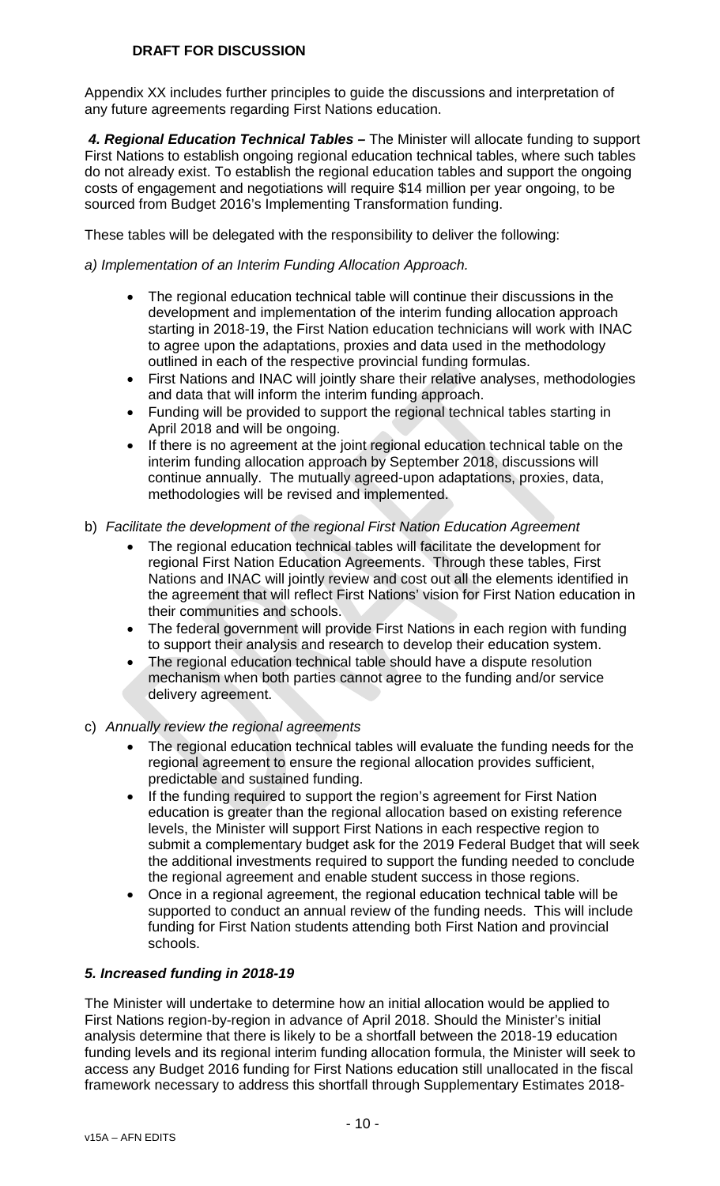**DRAFT FOR DISCUSSION**

Appendix XX includes further principles to guide the discussions and interpretation of any future agreements regarding First Nations education.

***4. Regional Education Technical Tables –*** The Minister will allocate funding to support First Nations to establish ongoing regional education technical tables, where such tables do not already exist. To establish the regional education tables and support the ongoing costs of engagement and negotiations will require $14 million per year ongoing, to be sourced from Budget 2016's Implementing Transformation funding.

These tables will be delegated with the responsibility to deliver the following:

*a) Implementation of an Interim Funding Allocation Approach.*

- The regional education technical table will continue their discussions in the development and implementation of the interim funding allocation approach starting in 2018-19, the First Nation education technicians will work with INAC to agree upon the adaptations, proxies and data used in the methodology outlined in each of the respective provincial funding formulas.
- First Nations and INAC will jointly share their relative analyses, methodologies and data that will inform the interim funding approach.
- Funding will be provided to support the regional technical tables starting in April 2018 and will be ongoing.
- If there is no agreement at the joint regional education technical table on the interim funding allocation approach by September 2018, discussions will continue annually. The mutually agreed-upon adaptations, proxies, data, methodologies will be revised and implemented.

b) *Facilitate the development of the regional First Nation Education Agreement*

- The regional education technical tables will facilitate the development for regional First Nation Education Agreements. Through these tables, First Nations and INAC will jointly review and cost out all the elements identified in the agreement that will reflect First Nations' vision for First Nation education in their communities and schools.
- The federal government will provide First Nations in each region with funding to support their analysis and research to develop their education system.
- The regional education technical table should have a dispute resolution mechanism when both parties cannot agree to the funding and/or service delivery agreement.

c) *Annually review the regional agreements*

- The regional education technical tables will evaluate the funding needs for the regional agreement to ensure the regional allocation provides sufficient, predictable and sustained funding.
- If the funding required to support the region's agreement for First Nation education is greater than the regional allocation based on existing reference levels, the Minister will support First Nations in each respective region to submit a complementary budget ask for the 2019 Federal Budget that will seek the additional investments required to support the funding needed to conclude the regional agreement and enable student success in those regions.
- Once in a regional agreement, the regional education technical table will be supported to conduct an annual review of the funding needs. This will include funding for First Nation students attending both First Nation and provincial schools.

***5. Increased funding in 2018-19***

The Minister will undertake to determine how an initial allocation would be applied to First Nations region-by-region in advance of April 2018. Should the Minister's initial analysis determine that there is likely to be a shortfall between the 2018-19 education funding levels and its regional interim funding allocation formula, the Minister will seek to access any Budget 2016 funding for First Nations education still unallocated in the fiscal framework necessary to address this shortfall through Supplementary Estimates 2018-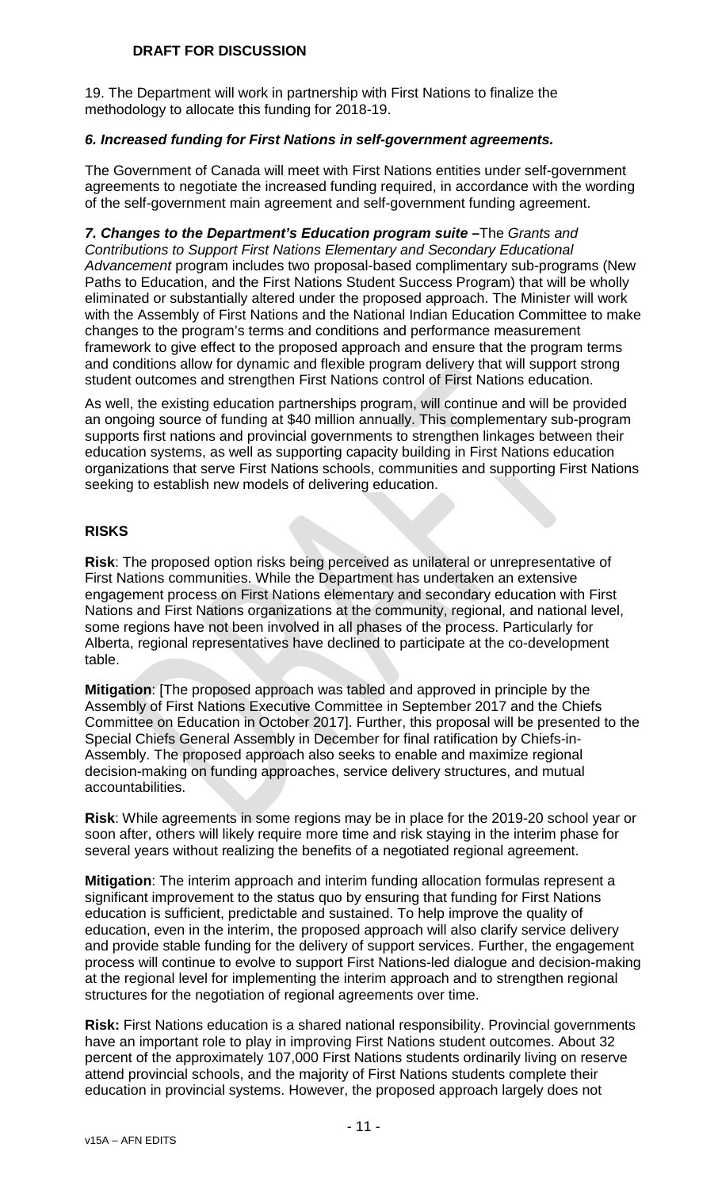19. The Department will work in partnership with First Nations to finalize the methodology to allocate this funding for 2018-19.

***6. Increased funding for First Nations in self-government agreements.***

The Government of Canada will meet with First Nations entities under self-government agreements to negotiate the increased funding required, in accordance with the wording of the self-government main agreement and self-government funding agreement.

***7. Changes to the Department's Education program suite –*** The *Grants and Contributions to Support First Nations Elementary and Secondary Educational Advancement* program includes two proposal-based complimentary sub-programs (New Paths to Education, and the First Nations Student Success Program) that will be wholly eliminated or substantially altered under the proposed approach. The Minister will work with the Assembly of First Nations and the National Indian Education Committee to make changes to the program's terms and conditions and performance measurement framework to give effect to the proposed approach and ensure that the program terms and conditions allow for dynamic and flexible program delivery that will support strong student outcomes and strengthen First Nations control of First Nations education.

As well, the existing education partnerships program, will continue and will be provided an ongoing source of funding at $40 million annually. This complementary sub-program supports first nations and provincial governments to strengthen linkages between their education systems, as well as supporting capacity building in First Nations education organizations that serve First Nations schools, communities and supporting First Nations seeking to establish new models of delivering education.

## RISKS

**Risk**: The proposed option risks being perceived as unilateral or unrepresentative of First Nations communities. While the Department has undertaken an extensive engagement process on First Nations elementary and secondary education with First Nations and First Nations organizations at the community, regional, and national level, some regions have not been involved in all phases of the process. Particularly for Alberta, regional representatives have declined to participate at the co-development table.

**Mitigation**: [The proposed approach was tabled and approved in principle by the Assembly of First Nations Executive Committee in September 2017 and the Chiefs Committee on Education in October 2017]. Further, this proposal will be presented to the Special Chiefs General Assembly in December for final ratification by Chiefs-in-Assembly. The proposed approach also seeks to enable and maximize regional decision-making on funding approaches, service delivery structures, and mutual accountabilities.

**Risk**: While agreements in some regions may be in place for the 2019-20 school year or soon after, others will likely require more time and risk staying in the interim phase for several years without realizing the benefits of a negotiated regional agreement.

**Mitigation**: The interim approach and interim funding allocation formulas represent a significant improvement to the status quo by ensuring that funding for First Nations education is sufficient, predictable and sustained. To help improve the quality of education, even in the interim, the proposed approach will also clarify service delivery and provide stable funding for the delivery of support services. Further, the engagement process will continue to evolve to support First Nations-led dialogue and decision-making at the regional level for implementing the interim approach and to strengthen regional structures for the negotiation of regional agreements over time.

**Risk:** First Nations education is a shared national responsibility. Provincial governments have an important role to play in improving First Nations student outcomes. About 32 percent of the approximately 107,000 First Nations students ordinarily living on reserve attend provincial schools, and the majority of First Nations students complete their education in provincial systems. However, the proposed approach largely does not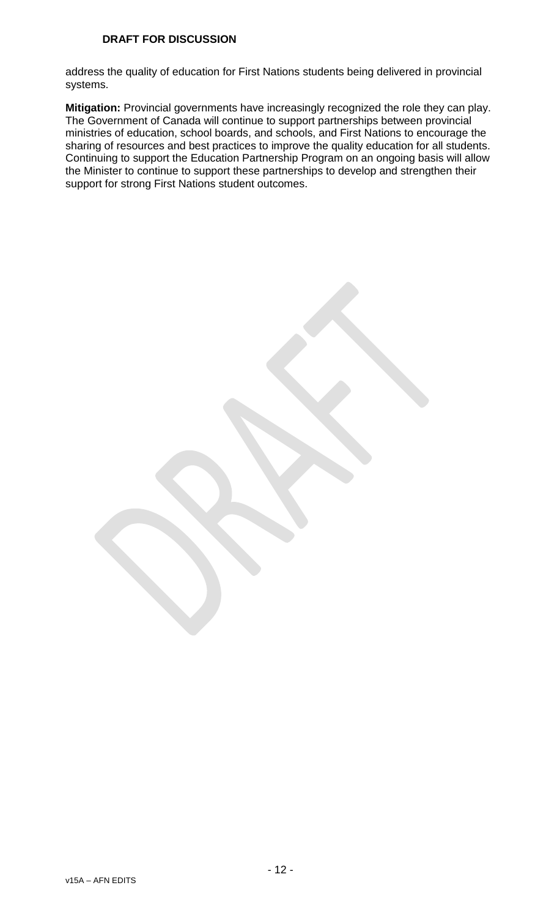address the quality of education for First Nations students being delivered in provincial systems.

**Mitigation:** Provincial governments have increasingly recognized the role they can play. The Government of Canada will continue to support partnerships between provincial ministries of education, school boards, and schools, and First Nations to encourage the sharing of resources and best practices to improve the quality education for all students. Continuing to support the Education Partnership Program on an ongoing basis will allow the Minister to continue to support these partnerships to develop and strengthen their support for strong First Nations student outcomes.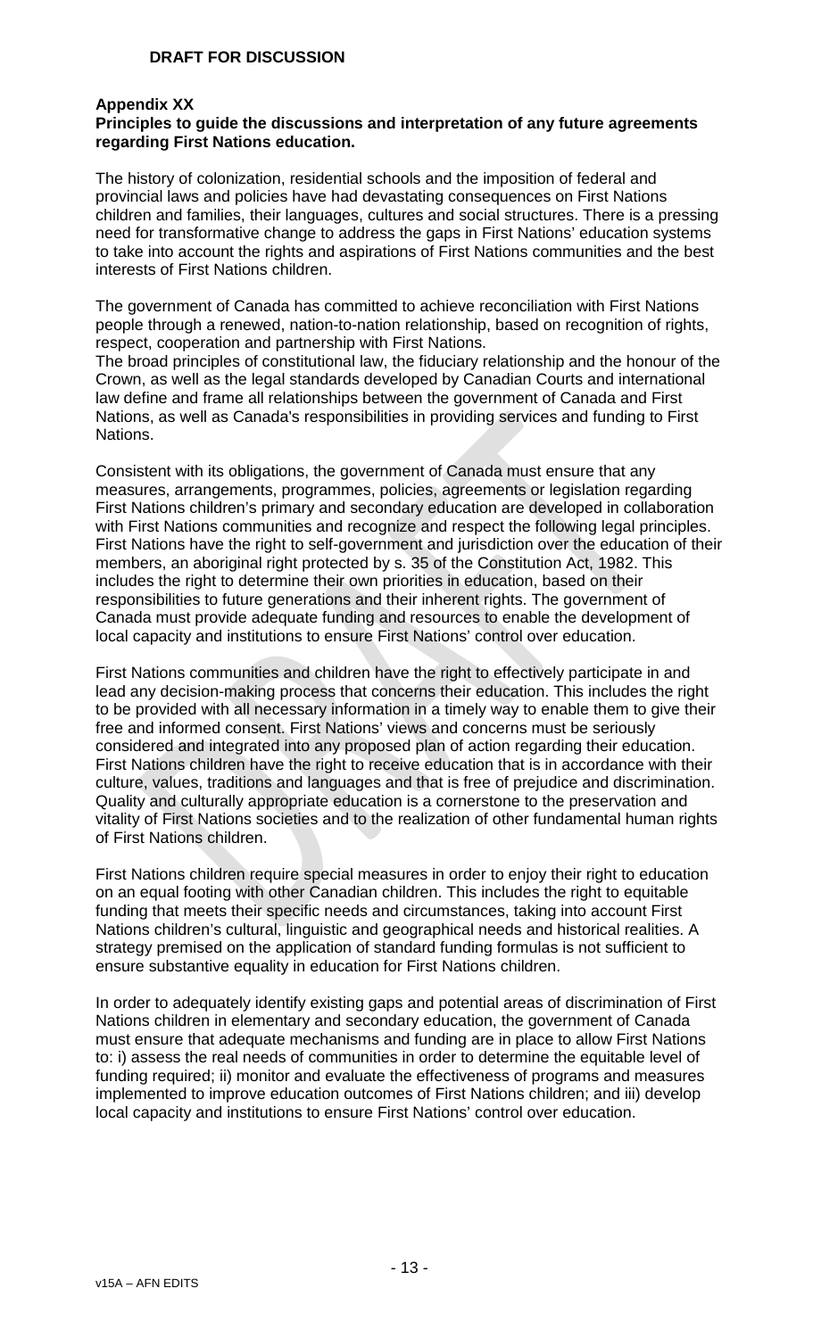**DRAFT FOR DISCUSSION**

**Appendix XX**
**Principles to guide the discussions and interpretation of any future agreements regarding First Nations education.**

The history of colonization, residential schools and the imposition of federal and provincial laws and policies have had devastating consequences on First Nations children and families, their languages, cultures and social structures. There is a pressing need for transformative change to address the gaps in First Nations' education systems to take into account the rights and aspirations of First Nations communities and the best interests of First Nations children.

The government of Canada has committed to achieve reconciliation with First Nations people through a renewed, nation-to-nation relationship, based on recognition of rights, respect, cooperation and partnership with First Nations.
The broad principles of constitutional law, the fiduciary relationship and the honour of the Crown, as well as the legal standards developed by Canadian Courts and international law define and frame all relationships between the government of Canada and First Nations, as well as Canada's responsibilities in providing services and funding to First Nations.

Consistent with its obligations, the government of Canada must ensure that any measures, arrangements, programmes, policies, agreements or legislation regarding First Nations children's primary and secondary education are developed in collaboration with First Nations communities and recognize and respect the following legal principles. First Nations have the right to self-government and jurisdiction over the education of their members, an aboriginal right protected by s. 35 of the Constitution Act, 1982. This includes the right to determine their own priorities in education, based on their responsibilities to future generations and their inherent rights. The government of Canada must provide adequate funding and resources to enable the development of local capacity and institutions to ensure First Nations' control over education.

First Nations communities and children have the right to effectively participate in and lead any decision-making process that concerns their education. This includes the right to be provided with all necessary information in a timely way to enable them to give their free and informed consent. First Nations' views and concerns must be seriously considered and integrated into any proposed plan of action regarding their education. First Nations children have the right to receive education that is in accordance with their culture, values, traditions and languages and that is free of prejudice and discrimination. Quality and culturally appropriate education is a cornerstone to the preservation and vitality of First Nations societies and to the realization of other fundamental human rights of First Nations children.

First Nations children require special measures in order to enjoy their right to education on an equal footing with other Canadian children. This includes the right to equitable funding that meets their specific needs and circumstances, taking into account First Nations children's cultural, linguistic and geographical needs and historical realities. A strategy premised on the application of standard funding formulas is not sufficient to ensure substantive equality in education for First Nations children.

In order to adequately identify existing gaps and potential areas of discrimination of First Nations children in elementary and secondary education, the government of Canada must ensure that adequate mechanisms and funding are in place to allow First Nations to: i) assess the real needs of communities in order to determine the equitable level of funding required; ii) monitor and evaluate the effectiveness of programs and measures implemented to improve education outcomes of First Nations children; and iii) develop local capacity and institutions to ensure First Nations' control over education.

v15A – AFN EDITS